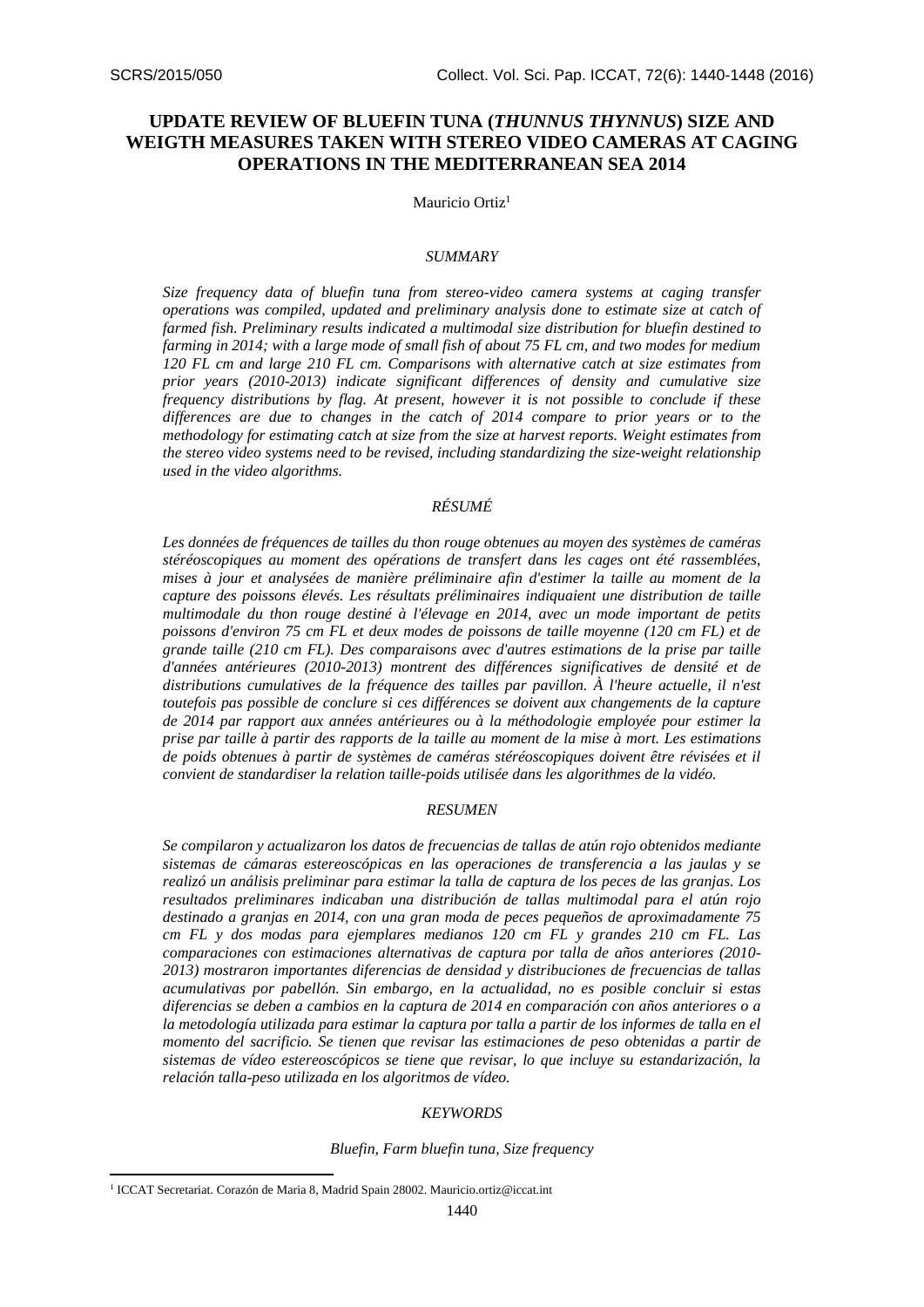# UPDATE REVIEW OF BLUEFIN TUNA (*THUNNUS THYNNUS*) SIZE AND WEIGTH MEASURES TAKEN WITH STEREO VIDEO CAMERAS AT CAGING OPERATIONS IN THE MEDITERRANEAN SEA 2014

Mauricio Ortiz[1]

## *SUMMARY*

*Size frequency data of bluefin tuna from stereo-video camera systems at caging transfer operations was compiled, updated and preliminary analysis done to estimate size at catch of farmed fish. Preliminary results indicated a multimodal size distribution for bluefin destined to farming in 2014; with a large mode of small fish of about 75 FL cm, and two modes for medium 120 FL cm and large 210 FL cm. Comparisons with alternative catch at size estimates from prior years (2010-2013) indicate significant differences of density and cumulative size frequency distributions by flag. At present, however it is not possible to conclude if these differences are due to changes in the catch of 2014 compare to prior years or to the methodology for estimating catch at size from the size at harvest reports. Weight estimates from the stereo video systems need to be revised, including standardizing the size-weight relationship used in the video algorithms.*

## *RÉSUMÉ*

*Les données de fréquences de tailles du thon rouge obtenues au moyen des systèmes de caméras stéréoscopiques au moment des opérations de transfert dans les cages ont été rassemblées, mises à jour et analysées de manière préliminaire afin d'estimer la taille au moment de la capture des poissons élevés. Les résultats préliminaires indiquaient une distribution de taille multimodale du thon rouge destiné à l'élevage en 2014, avec un mode important de petits poissons d'environ 75 cm FL et deux modes de poissons de taille moyenne (120 cm FL) et de grande taille (210 cm FL). Des comparaisons avec d'autres estimations de la prise par taille d'années antérieures (2010-2013) montrent des différences significatives de densité et de distributions cumulatives de la fréquence des tailles par pavillon. À l'heure actuelle, il n'est toutefois pas possible de conclure si ces différences se doivent aux changements de la capture de 2014 par rapport aux années antérieures ou à la méthodologie employée pour estimer la prise par taille à partir des rapports de la taille au moment de la mise à mort. Les estimations de poids obtenues à partir de systèmes de caméras stéréoscopiques doivent être révisées et il convient de standardiser la relation taille-poids utilisée dans les algorithmes de la vidéo.*

## *RESUMEN*

*Se compilaron y actualizaron los datos de frecuencias de tallas de atún rojo obtenidos mediante sistemas de cámaras estereoscópicas en las operaciones de transferencia a las jaulas y se realizó un análisis preliminar para estimar la talla de captura de los peces de las granjas. Los resultados preliminares indicaban una distribución de tallas multimodal para el atún rojo destinado a granjas en 2014, con una gran moda de peces pequeños de aproximadamente 75 cm FL y dos modas para ejemplares medianos 120 cm FL y grandes 210 cm FL. Las comparaciones con estimaciones alternativas de captura por talla de años anteriores (2010-2013) mostraron importantes diferencias de densidad y distribuciones de frecuencias de tallas acumulativas por pabellón. Sin embargo, en la actualidad, no es posible concluir si estas diferencias se deben a cambios en la captura de 2014 en comparación con años anteriores o a la metodología utilizada para estimar la captura por talla a partir de los informes de talla en el momento del sacrificio. Se tienen que revisar las estimaciones de peso obtenidas a partir de sistemas de vídeo estereoscópicos se tiene que revisar, lo que incluye su estandarización, la relación talla-peso utilizada en los algoritmos de vídeo.*

## *KEYWORDS*

*Bluefin, Farm bluefin tuna, Size frequency*

---

[1] ICCAT Secretariat. Corazón de Maria 8, Madrid Spain 28002. Mauricio.ortiz@iccat.int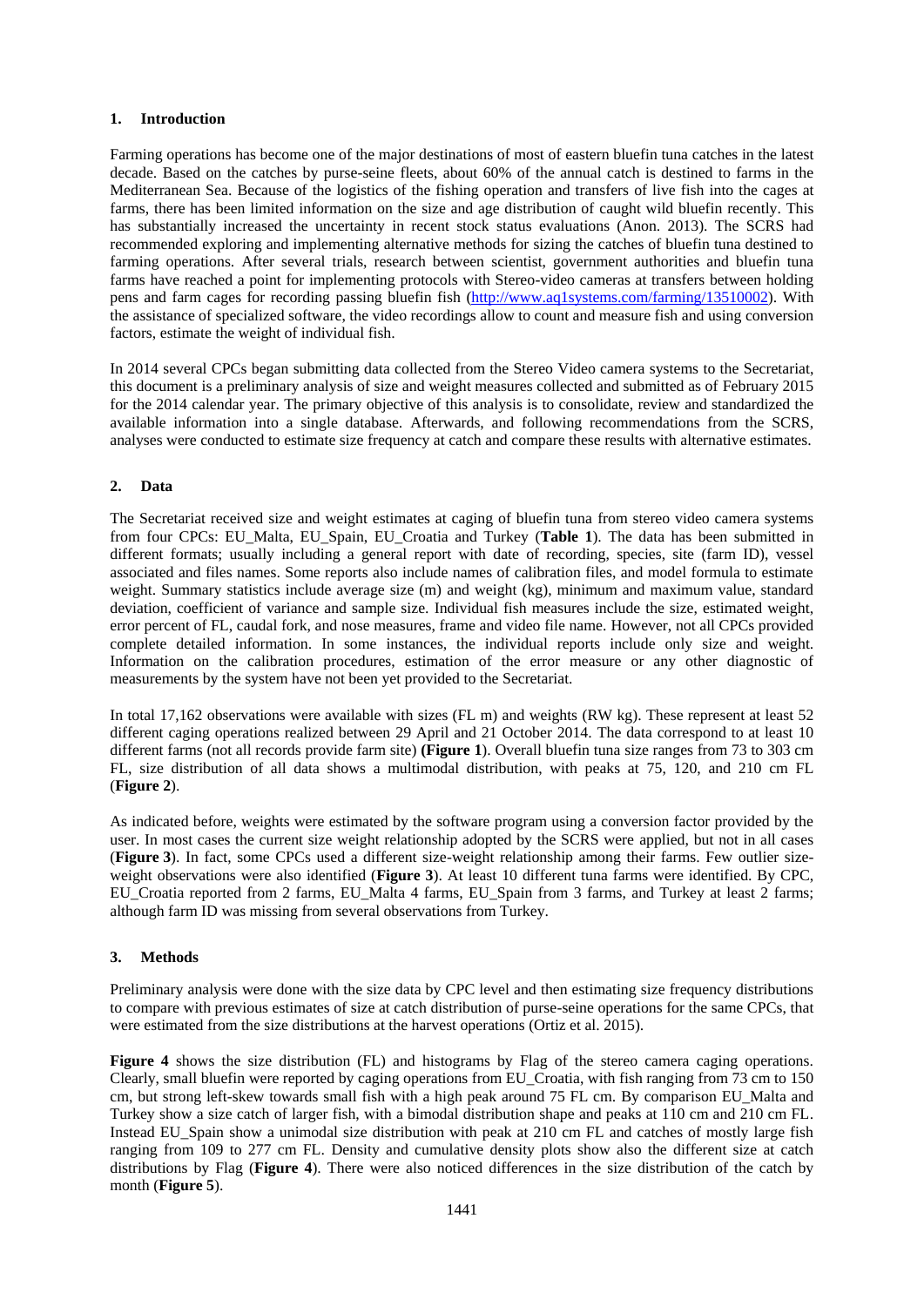## 1. Introduction

Farming operations has become one of the major destinations of most of eastern bluefin tuna catches in the latest decade. Based on the catches by purse-seine fleets, about 60% of the annual catch is destined to farms in the Mediterranean Sea. Because of the logistics of the fishing operation and transfers of live fish into the cages at farms, there has been limited information on the size and age distribution of caught wild bluefin recently. This has substantially increased the uncertainty in recent stock status evaluations (Anon. 2013). The SCRS had recommended exploring and implementing alternative methods for sizing the catches of bluefin tuna destined to farming operations. After several trials, research between scientist, government authorities and bluefin tuna farms have reached a point for implementing protocols with Stereo-video cameras at transfers between holding pens and farm cages for recording passing bluefin fish (http://www.aq1systems.com/farming/13510002). With the assistance of specialized software, the video recordings allow to count and measure fish and using conversion factors, estimate the weight of individual fish.

In 2014 several CPCs began submitting data collected from the Stereo Video camera systems to the Secretariat, this document is a preliminary analysis of size and weight measures collected and submitted as of February 2015 for the 2014 calendar year. The primary objective of this analysis is to consolidate, review and standardized the available information into a single database. Afterwards, and following recommendations from the SCRS, analyses were conducted to estimate size frequency at catch and compare these results with alternative estimates.

## 2. Data

The Secretariat received size and weight estimates at caging of bluefin tuna from stereo video camera systems from four CPCs: EU_Malta, EU_Spain, EU_Croatia and Turkey (**Table 1**). The data has been submitted in different formats; usually including a general report with date of recording, species, site (farm ID), vessel associated and files names. Some reports also include names of calibration files, and model formula to estimate weight. Summary statistics include average size (m) and weight (kg), minimum and maximum value, standard deviation, coefficient of variance and sample size. Individual fish measures include the size, estimated weight, error percent of FL, caudal fork, and nose measures, frame and video file name. However, not all CPCs provided complete detailed information. In some instances, the individual reports include only size and weight. Information on the calibration procedures, estimation of the error measure or any other diagnostic of measurements by the system have not been yet provided to the Secretariat.

In total 17,162 observations were available with sizes (FL m) and weights (RW kg). These represent at least 52 different caging operations realized between 29 April and 21 October 2014. The data correspond to at least 10 different farms (not all records provide farm site) **(Figure 1**). Overall bluefin tuna size ranges from 73 to 303 cm FL, size distribution of all data shows a multimodal distribution, with peaks at 75, 120, and 210 cm FL (**Figure 2**).

As indicated before, weights were estimated by the software program using a conversion factor provided by the user. In most cases the current size weight relationship adopted by the SCRS were applied, but not in all cases (**Figure 3**). In fact, some CPCs used a different size-weight relationship among their farms. Few outlier size-weight observations were also identified (**Figure 3**). At least 10 different tuna farms were identified. By CPC, EU_Croatia reported from 2 farms, EU_Malta 4 farms, EU_Spain from 3 farms, and Turkey at least 2 farms; although farm ID was missing from several observations from Turkey.

## 3. Methods

Preliminary analysis were done with the size data by CPC level and then estimating size frequency distributions to compare with previous estimates of size at catch distribution of purse-seine operations for the same CPCs, that were estimated from the size distributions at the harvest operations (Ortiz et al. 2015).

**Figure 4** shows the size distribution (FL) and histograms by Flag of the stereo camera caging operations. Clearly, small bluefin were reported by caging operations from EU_Croatia, with fish ranging from 73 cm to 150 cm, but strong left-skew towards small fish with a high peak around 75 FL cm. By comparison EU_Malta and Turkey show a size catch of larger fish, with a bimodal distribution shape and peaks at 110 cm and 210 cm FL. Instead EU_Spain show a unimodal size distribution with peak at 210 cm FL and catches of mostly large fish ranging from 109 to 277 cm FL. Density and cumulative density plots show also the different size at catch distributions by Flag (**Figure 4**). There were also noticed differences in the size distribution of the catch by month (**Figure 5**).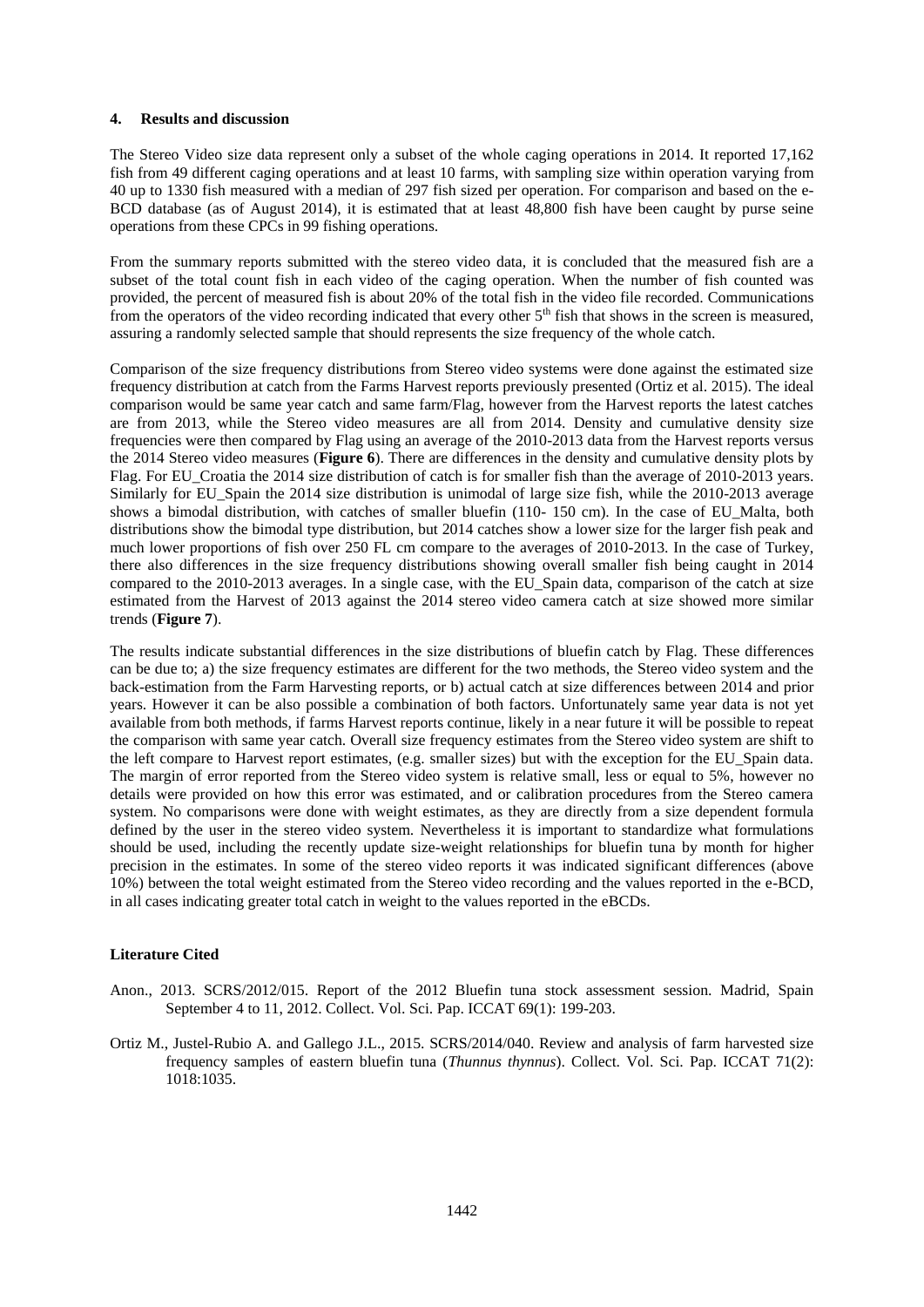### 4. Results and discussion

The Stereo Video size data represent only a subset of the whole caging operations in 2014. It reported 17,162 fish from 49 different caging operations and at least 10 farms, with sampling size within operation varying from 40 up to 1330 fish measured with a median of 297 fish sized per operation. For comparison and based on the e-BCD database (as of August 2014), it is estimated that at least 48,800 fish have been caught by purse seine operations from these CPCs in 99 fishing operations.

From the summary reports submitted with the stereo video data, it is concluded that the measured fish are a subset of the total count fish in each video of the caging operation. When the number of fish counted was provided, the percent of measured fish is about 20% of the total fish in the video file recorded. Communications from the operators of the video recording indicated that every other 5th fish that shows in the screen is measured, assuring a randomly selected sample that should represents the size frequency of the whole catch.

Comparison of the size frequency distributions from Stereo video systems were done against the estimated size frequency distribution at catch from the Farms Harvest reports previously presented (Ortiz et al. 2015). The ideal comparison would be same year catch and same farm/Flag, however from the Harvest reports the latest catches are from 2013, while the Stereo video measures are all from 2014. Density and cumulative density size frequencies were then compared by Flag using an average of the 2010-2013 data from the Harvest reports versus the 2014 Stereo video measures (**Figure 6**). There are differences in the density and cumulative density plots by Flag. For EU_Croatia the 2014 size distribution of catch is for smaller fish than the average of 2010-2013 years. Similarly for EU_Spain the 2014 size distribution is unimodal of large size fish, while the 2010-2013 average shows a bimodal distribution, with catches of smaller bluefin (110- 150 cm). In the case of EU_Malta, both distributions show the bimodal type distribution, but 2014 catches show a lower size for the larger fish peak and much lower proportions of fish over 250 FL cm compare to the averages of 2010-2013. In the case of Turkey, there also differences in the size frequency distributions showing overall smaller fish being caught in 2014 compared to the 2010-2013 averages. In a single case, with the EU_Spain data, comparison of the catch at size estimated from the Harvest of 2013 against the 2014 stereo video camera catch at size showed more similar trends (**Figure 7**).

The results indicate substantial differences in the size distributions of bluefin catch by Flag. These differences can be due to; a) the size frequency estimates are different for the two methods, the Stereo video system and the back-estimation from the Farm Harvesting reports, or b) actual catch at size differences between 2014 and prior years. However it can be also possible a combination of both factors. Unfortunately same year data is not yet available from both methods, if farms Harvest reports continue, likely in a near future it will be possible to repeat the comparison with same year catch. Overall size frequency estimates from the Stereo video system are shift to the left compare to Harvest report estimates, (e.g. smaller sizes) but with the exception for the EU_Spain data. The margin of error reported from the Stereo video system is relative small, less or equal to 5%, however no details were provided on how this error was estimated, and or calibration procedures from the Stereo camera system. No comparisons were done with weight estimates, as they are directly from a size dependent formula defined by the user in the stereo video system. Nevertheless it is important to standardize what formulations should be used, including the recently update size-weight relationships for bluefin tuna by month for higher precision in the estimates. In some of the stereo video reports it was indicated significant differences (above 10%) between the total weight estimated from the Stereo video recording and the values reported in the e-BCD, in all cases indicating greater total catch in weight to the values reported in the eBCDs.

### Literature Cited

Anon., 2013. SCRS/2012/015. Report of the 2012 Bluefin tuna stock assessment session. Madrid, Spain September 4 to 11, 2012. Collect. Vol. Sci. Pap. ICCAT 69(1): 199-203.

Ortiz M., Justel-Rubio A. and Gallego J.L., 2015. SCRS/2014/040. Review and analysis of farm harvested size frequency samples of eastern bluefin tuna (*Thunnus thynnus*). Collect. Vol. Sci. Pap. ICCAT 71(2): 1018:1035.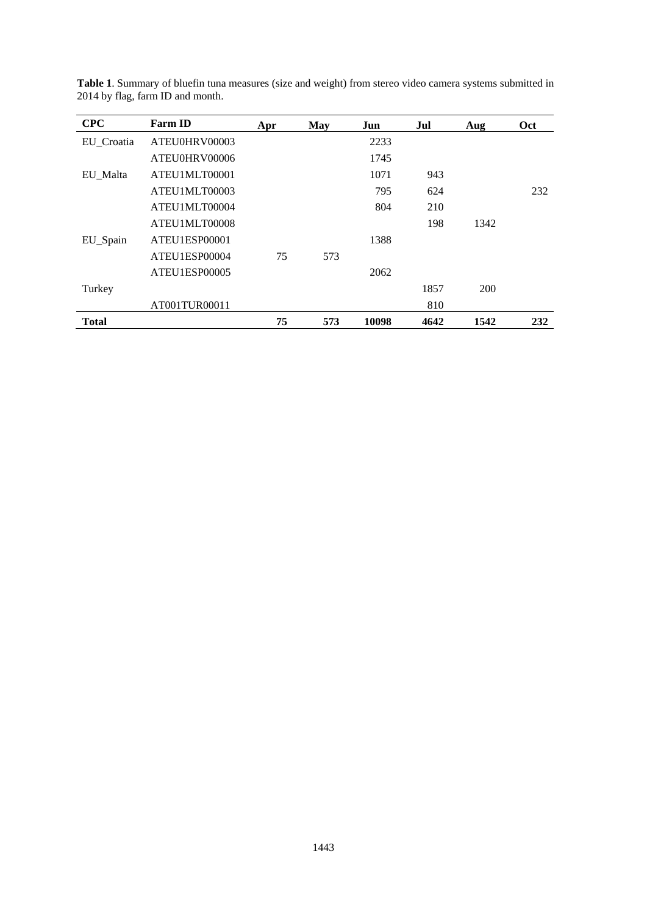**Table 1**. Summary of bluefin tuna measures (size and weight) from stereo video camera systems submitted in 2014 by flag, farm ID and month.

| CPC | Farm ID | Apr | May | Jun | Jul | Aug | Oct |
|---|---|---|---|---|---|---|---|
| EU_Croatia | ATEU0HRV00003 | | | 2233 | | | |
| | ATEU0HRV00006 | | | 1745 | | | |
| EU_Malta | ATEU1MLT00001 | | | 1071 | 943 | | |
| | ATEU1MLT00003 | | | 795 | 624 | | 232 |
| | ATEU1MLT00004 | | | 804 | 210 | | |
| | ATEU1MLT00008 | | | | 198 | 1342 | |
| EU_Spain | ATEU1ESP00001 | | | 1388 | | | |
| | ATEU1ESP00004 | 75 | 573 | | | | |
| | ATEU1ESP00005 | | | 2062 | | | |
| Turkey | | | | | 1857 | 200 | |
| | AT001TUR00011 | | | | 810 | | |
| **Total** | | **75** | **573** | **10098** | **4642** | **1542** | **232** |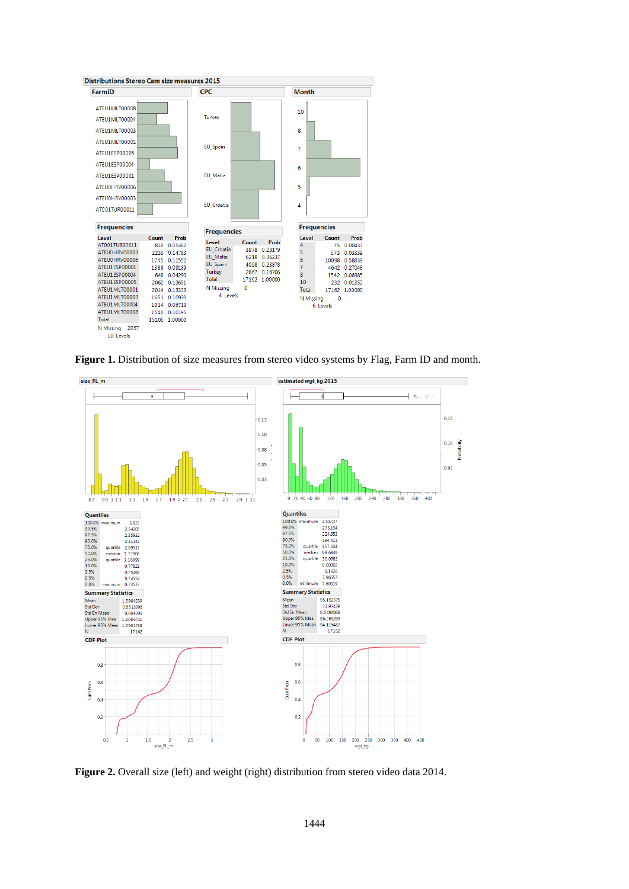**Distributions Stereo Cam size measures 2015**

**FarmID — Frequencies**

| Level | Count | Prob |
|---|---|---|
| AT001TUR00011 | 810 | 0.05362 |
| ATEU0HRV00003 | 2233 | 0.14783 |
| ATEU0HRV00006 | 1745 | 0.11552 |
| ATEU1ESP00001 | 1388 | 0.09189 |
| ATEU1ESP00004 | 648 | 0.04290 |
| ATEU1ESP00005 | 2062 | 0.13651 |
| ATEU1MLT00001 | 2014 | 0.13333 |
| ATEU1MLT00003 | 1651 | 0.10930 |
| ATEU1MLT00004 | 1014 | 0.06713 |
| ATEU1MLT00008 | 1540 | 0.10195 |
| Total | 15105 | 1.00000 |

N Missing 2057
10 Levels

**CPC — Frequencies**

| Level | Count | Prob |
|---|---|---|
| EU_Croatia | 3978 | 0.23179 |
| EU_Malta | 6219 | 0.36237 |
| EU_Spain | 4098 | 0.23878 |
| Turkey | 2867 | 0.16706 |
| Total | 17162 | 1.00000 |

N Missing 0
4 Levels

**Month — Frequencies**

| Level | Count | Prob |
|---|---|---|
| 4 | 75 | 0.00437 |
| 5 | 573 | 0.03339 |
| 6 | 10098 | 0.58839 |
| 7 | 4642 | 0.27048 |
| 8 | 1542 | 0.08985 |
| 10 | 232 | 0.01352 |
| Total | 17162 | 1.00000 |

N Missing 0
6 Levels

**Figure 1.** Distribution of size measures from stereo video systems by Flag, Farm ID and month.

**size_FL_m — Quantiles**

| | | |
|---|---|---|
| 100.0% | maximum | 3.027 |
| 99.5% | | 2.54205 |
| 97.5% | | 2.35932 |
| 90.0% | | 2.21142 |
| 75.0% | quartile | 2.09517 |
| 50.0% | median | 1.77908 |
| 25.0% | quartile | 1.16099 |
| 10.0% | | 0.77821 |
| 2.5% | | 0.75369 |
| 0.5% | | 0.74554 |
| 0.0% | minimum | 0.73537 |

**size_FL_m — Summary Statistics**

| | |
|---|---|
| Mean | 1.5984239 |
| Std Dev | 0.5513996 |
| Std Err Mean | 0.004209 |
| Upper 95% Mean | 1.6066741 |
| Lower 95% Mean | 1.5901738 |
| N | 17162 |

**estimated wgt_kg 2015 — Quantiles**

| | | |
|---|---|---|
| 100.0% | maximum | 410.037 |
| 99.5% | | 273.154 |
| 97.5% | | 224.053 |
| 90.0% | | 184.611 |
| 75.0% | quartile | 157.604 |
| 50.0% | median | 98.6849 |
| 25.0% | quartile | 30.0582 |
| 10.0% | | 9.00302 |
| 2.5% | | 8.1928 |
| 0.5% | | 7.96557 |
| 0.0% | minimum | 7.60019 |

**estimated wgt_kg 2015 — Summary Statistics**

| | |
|---|---|
| Mean | 95.192375 |
| Std Dev | 71.97439 |
| Std Err Mean | 0.5494068 |
| Upper 95% Mean | 96.269269 |
| Lower 95% Mean | 94.115482 |
| N | 17162 |

**Figure 2.** Overall size (left) and weight (right) distribution from stereo video data 2014.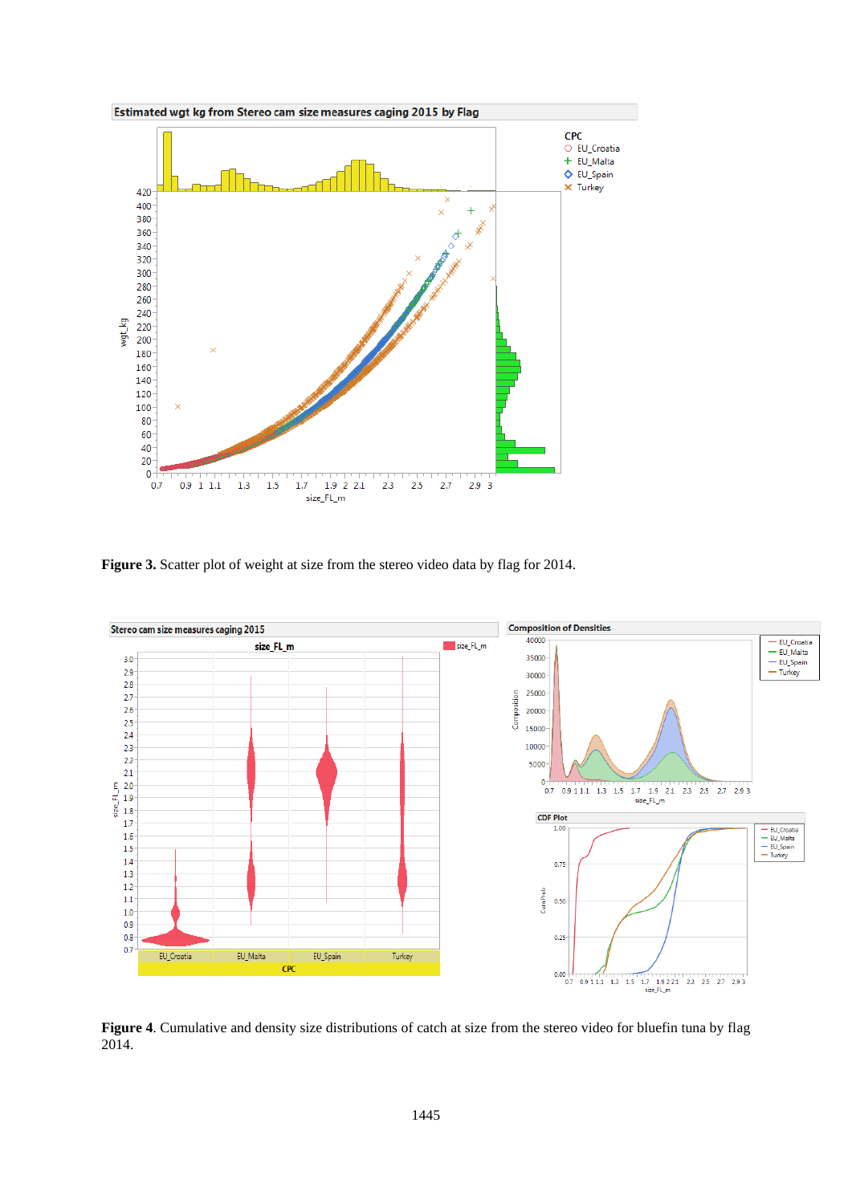**Figure 3.** Scatter plot of weight at size from the stereo video data by flag for 2014.

**Figure 4**. Cumulative and density size distributions of catch at size from the stereo video for bluefin tuna by flag 2014.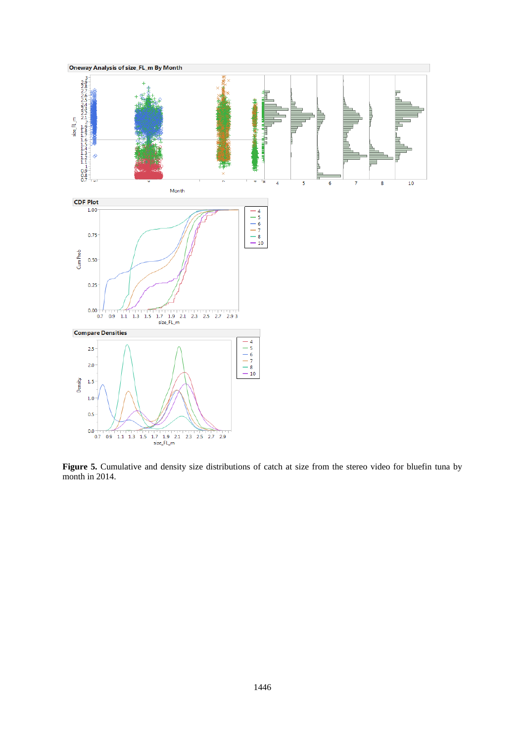**Figure 5.** Cumulative and density size distributions of catch at size from the stereo video for bluefin tuna by month in 2014.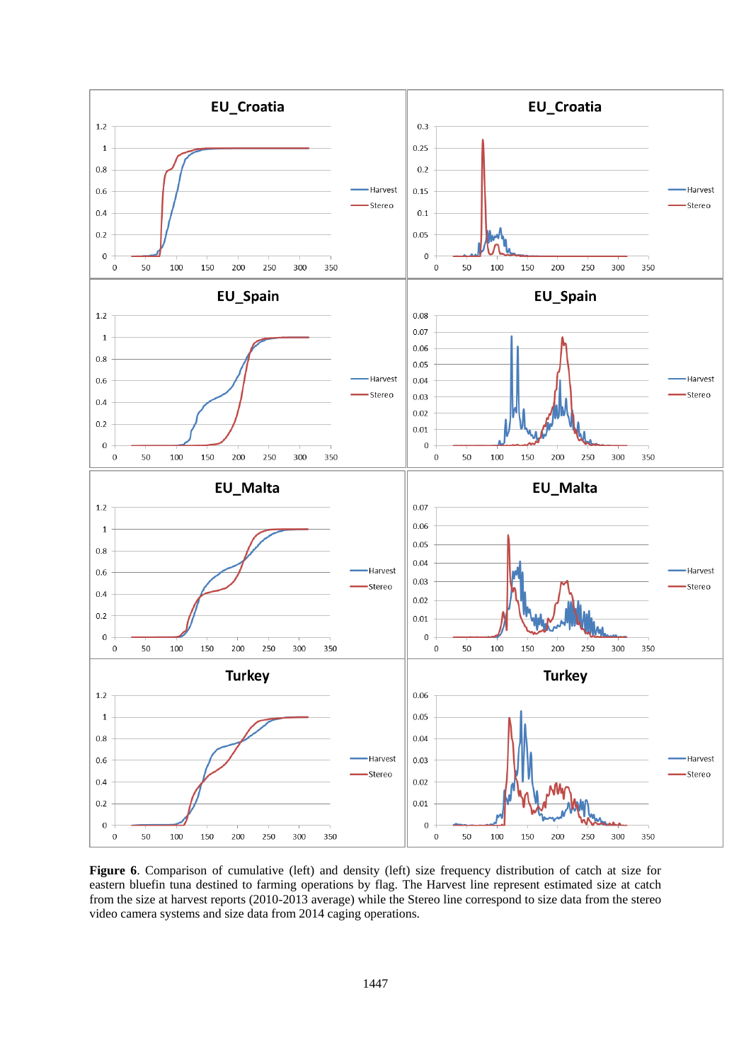**Figure 6**. Comparison of cumulative (left) and density (left) size frequency distribution of catch at size for eastern bluefin tuna destined to farming operations by flag. The Harvest line represent estimated size at catch from the size at harvest reports (2010-2013 average) while the Stereo line correspond to size data from the stereo video camera systems and size data from 2014 caging operations.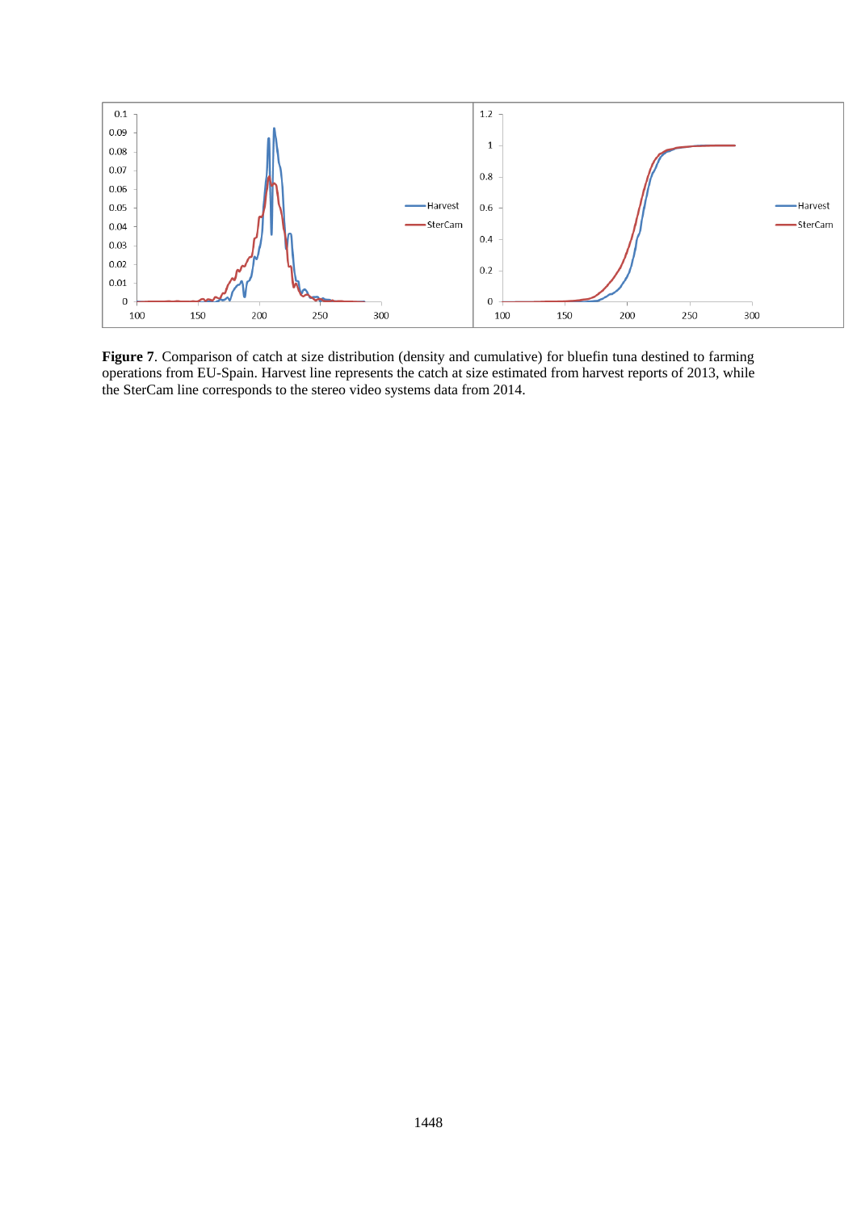0.1
0.09
0.08
0.07
0.06
0.05
0.04
0.03
0.02
0.01
0
100 150 200 250 300
Harvest
SterCam

1.2
1
0.8
0.6
0.4
0.2
0
100 150 200 250 300
Harvest
SterCam

**Figure 7**. Comparison of catch at size distribution (density and cumulative) for bluefin tuna destined to farming operations from EU-Spain. Harvest line represents the catch at size estimated from harvest reports of 2013, while the SterCam line corresponds to the stereo video systems data from 2014.